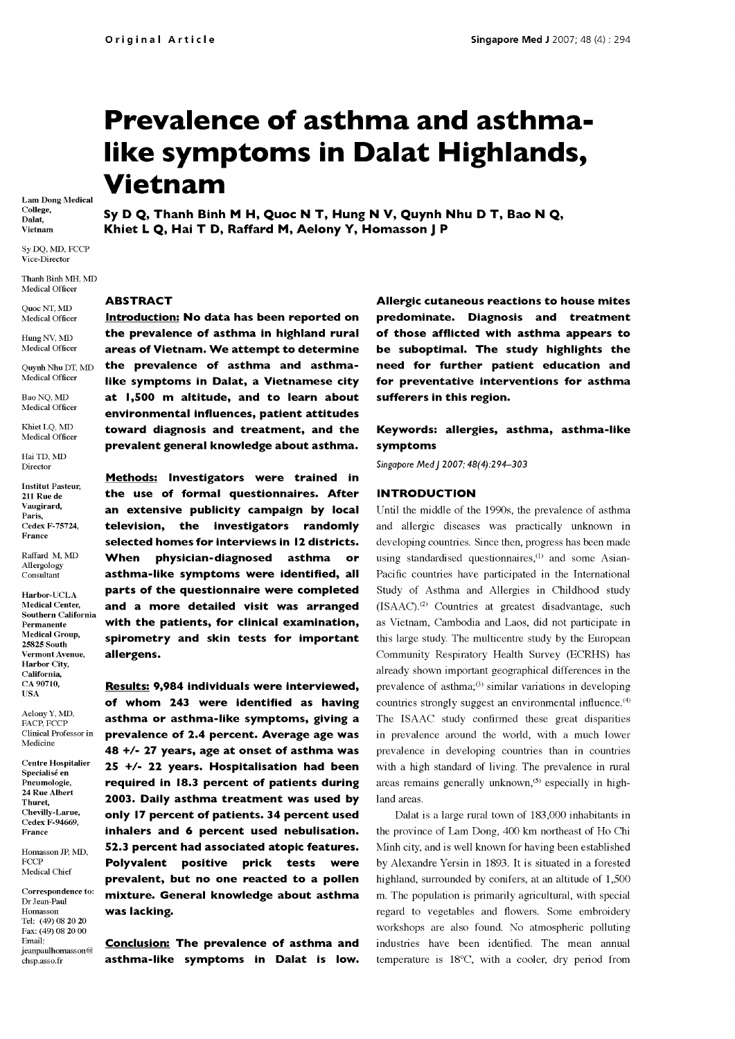Original Article

# Prevalence of asthma and asthma-like symptoms in Dalat Highlands, Vietnam

**Sy D Q, Thanh Binh M H, Quoc N T, Hung N V, Quynh Nhu D T, Bao N Q, Khiet L Q, Hai T D, Raffard M, Aelony Y, Homasson J P**

Lam Dong Medical College, Dalat, Vietnam

Sy DQ, MD, FCCP
Vice-Director

Thanh Binh MH, MD
Medical Officer

Quoc NT, MD
Medical Officer

Hung NV, MD
Medical Officer

Quynh Nhu DT, MD
Medical Officer

Bao NQ, MD
Medical Officer

Khiet LQ, MD
Medical Officer

Hai TD, MD
Director

Institut Pasteur, 211 Rue de Vaugirard, Paris, Cedex F-75724, France

Raffard M, MD
Allergology Consultant

Harbor-UCLA Medical Center, Southern California Permanente Medical Group, 25825 South Vermont Avenue, Harbor City, California, CA 90710, USA

Aelony Y, MD, FACP, FCCP
Clinical Professor in Medicine

Centre Hospitalier Specialisé en Pneumologie, 24 Rue Albert Thuret, Chevilly-Larue, Cedex F-94669, France

Homasson JP, MD, FCCP
Medical Chief

Correspondence to: Dr Jean-Paul Homasson
Tel: (49) 08 20 20
Fax: (49) 08 20 00
Email: jeanpaulhomasson@chsp.asso.fr

## ABSTRACT

**Introduction: No data has been reported on the prevalence of asthma in highland rural areas of Vietnam. We attempt to determine the prevalence of asthma and asthma-like symptoms in Dalat, a Vietnamese city at 1,500 m altitude, and to learn about environmental influences, patient attitudes toward diagnosis and treatment, and the prevalent general knowledge about asthma.**

**Methods: Investigators were trained in the use of formal questionnaires. After an extensive publicity campaign by local television, the investigators randomly selected homes for interviews in 12 districts. When physician-diagnosed asthma or asthma-like symptoms were identified, all parts of the questionnaire were completed and a more detailed visit was arranged with the patients, for clinical examination, spirometry and skin tests for important allergens.**

**Results: 9,984 individuals were interviewed, of whom 243 were identified as having asthma or asthma-like symptoms, giving a prevalence of 2.4 percent. Average age was 48 +/- 27 years, age at onset of asthma was 25 +/- 22 years. Hospitalisation had been required in 18.3 percent of patients during 2003. Daily asthma treatment was used by only 17 percent of patients. 34 percent used inhalers and 6 percent used nebulisation. 52.3 percent had associated atopic features. Polyvalent positive prick tests were prevalent, but no one reacted to a pollen mixture. General knowledge about asthma was lacking.**

**Conclusion: The prevalence of asthma and asthma-like symptoms in Dalat is low. Allergic cutaneous reactions to house mites predominate. Diagnosis and treatment of those afflicted with asthma appears to be suboptimal. The study highlights the need for further patient education and for preventative interventions for asthma sufferers in this region.**

**Keywords: allergies, asthma, asthma-like symptoms**

*Singapore Med J 2007; 48(4):294–303*

## INTRODUCTION

Until the middle of the 1990s, the prevalence of asthma and allergic diseases was practically unknown in developing countries. Since then, progress has been made using standardised questionnaires,[1] and some Asian-Pacific countries have participated in the International Study of Asthma and Allergies in Childhood study (ISAAC).[2] Countries at greatest disadvantage, such as Vietnam, Cambodia and Laos, did not participate in this large study. The multicentre study by the European Community Respiratory Health Survey (ECRHS) has already shown important geographical differences in the prevalence of asthma;[3] similar variations in developing countries strongly suggest an environmental influence.[4] The ISAAC study confirmed these great disparities in prevalence around the world, with a much lower prevalence in developing countries than in countries with a high standard of living. The prevalence in rural areas remains generally unknown,[5] especially in high-land areas.

Dalat is a large rural town of 183,000 inhabitants in the province of Lam Dong, 400 km northeast of Ho Chi Minh city, and is well known for having been established by Alexandre Yersin in 1893. It is situated in a forested highland, surrounded by conifers, at an altitude of 1,500 m. The population is primarily agricultural, with special regard to vegetables and flowers. Some embroidery workshops are also found. No atmospheric polluting industries have been identified. The mean annual temperature is 18°C, with a cooler, dry period from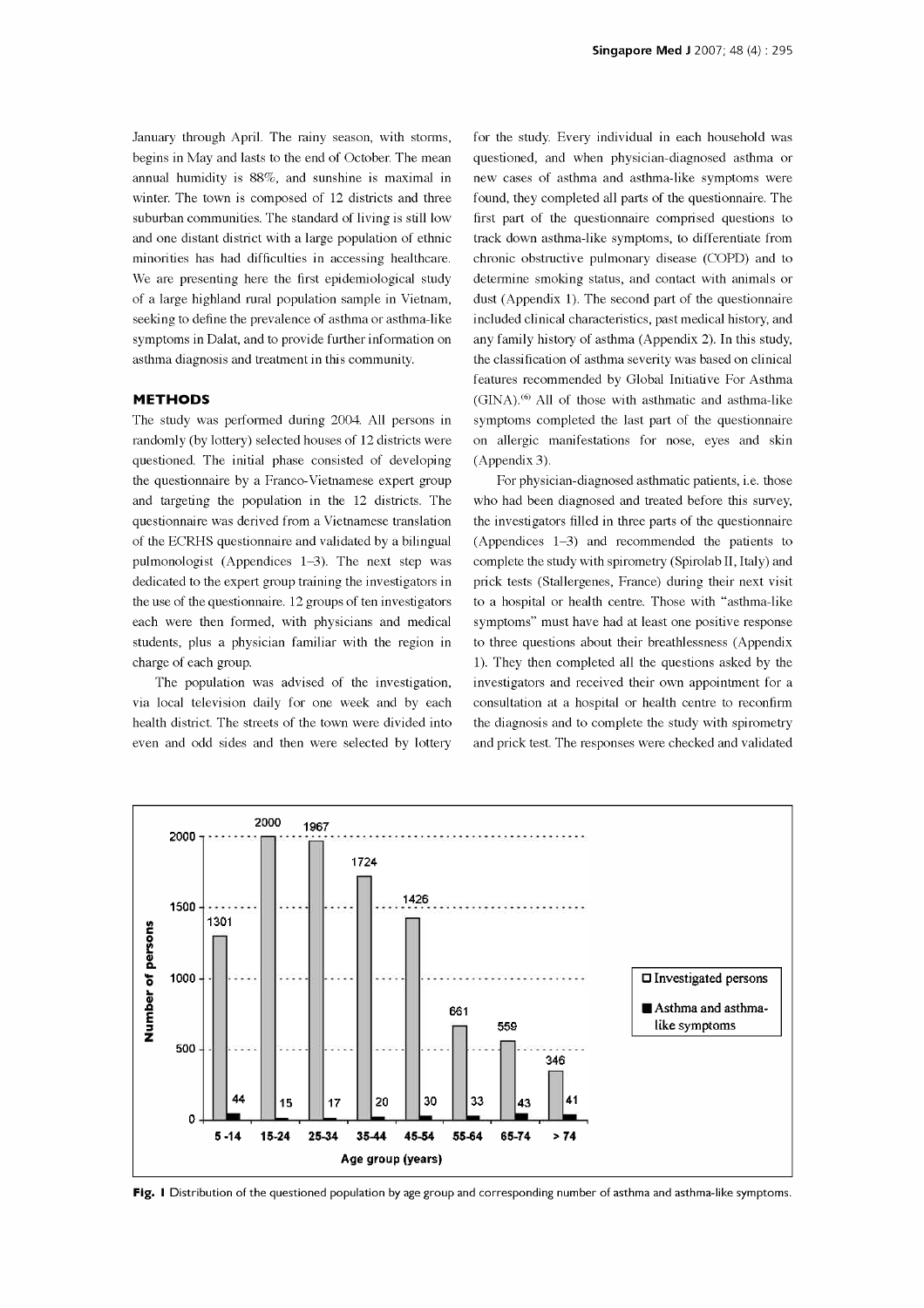January through April. The rainy season, with storms, begins in May and lasts to the end of October. The mean annual humidity is 88%, and sunshine is maximal in winter. The town is composed of 12 districts and three suburban communities. The standard of living is still low and one distant district with a large population of ethnic minorities has had difficulties in accessing healthcare. We are presenting here the first epidemiological study of a large highland rural population sample in Vietnam, seeking to define the prevalence of asthma or asthma-like symptoms in Dalat, and to provide further information on asthma diagnosis and treatment in this community.

## METHODS

The study was performed during 2004. All persons in randomly (by lottery) selected houses of 12 districts were questioned. The initial phase consisted of developing the questionnaire by a Franco-Vietnamese expert group and targeting the population in the 12 districts. The questionnaire was derived from a Vietnamese translation of the ECRHS questionnaire and validated by a bilingual pulmonologist (Appendices 1–3). The next step was dedicated to the expert group training the investigators in the use of the questionnaire. 12 groups of ten investigators each were then formed, with physicians and medical students, plus a physician familiar with the region in charge of each group.

The population was advised of the investigation, via local television daily for one week and by each health district. The streets of the town were divided into even and odd sides and then were selected by lottery for the study. Every individual in each household was questioned, and when physician-diagnosed asthma or new cases of asthma and asthma-like symptoms were found, they completed all parts of the questionnaire. The first part of the questionnaire comprised questions to track down asthma-like symptoms, to differentiate from chronic obstructive pulmonary disease (COPD) and to determine smoking status, and contact with animals or dust (Appendix 1). The second part of the questionnaire included clinical characteristics, past medical history, and any family history of asthma (Appendix 2). In this study, the classification of asthma severity was based on clinical features recommended by Global Initiative For Asthma (GINA).[6] All of those with asthmatic and asthma-like symptoms completed the last part of the questionnaire on allergic manifestations for nose, eyes and skin (Appendix 3).

For physician-diagnosed asthmatic patients, i.e. those who had been diagnosed and treated before this survey, the investigators filled in three parts of the questionnaire (Appendices 1–3) and recommended the patients to complete the study with spirometry (Spirolab II, Italy) and prick tests (Stallergenes, France) during their next visit to a hospital or health centre. Those with "asthma-like symptoms" must have had at least one positive response to three questions about their breathlessness (Appendix 1). They then completed all the questions asked by the investigators and received their own appointment for a consultation at a hospital or health centre to reconfirm the diagnosis and to complete the study with spirometry and prick test. The responses were checked and validated

| Age group (years) | Investigated persons | Asthma and asthma-like symptoms |
|---|---|---|
| 5-14 | 1301 | 44 |
| 15-24 | 2000 | 15 |
| 25-34 | 1967 | 17 |
| 35-44 | 1724 | 20 |
| 45-54 | 1426 | 30 |
| 55-64 | 661 | 33 |
| 65-74 | 559 | 43 |
| > 74 | 346 | 41 |

**Fig. 1** Distribution of the questioned population by age group and corresponding number of asthma and asthma-like symptoms.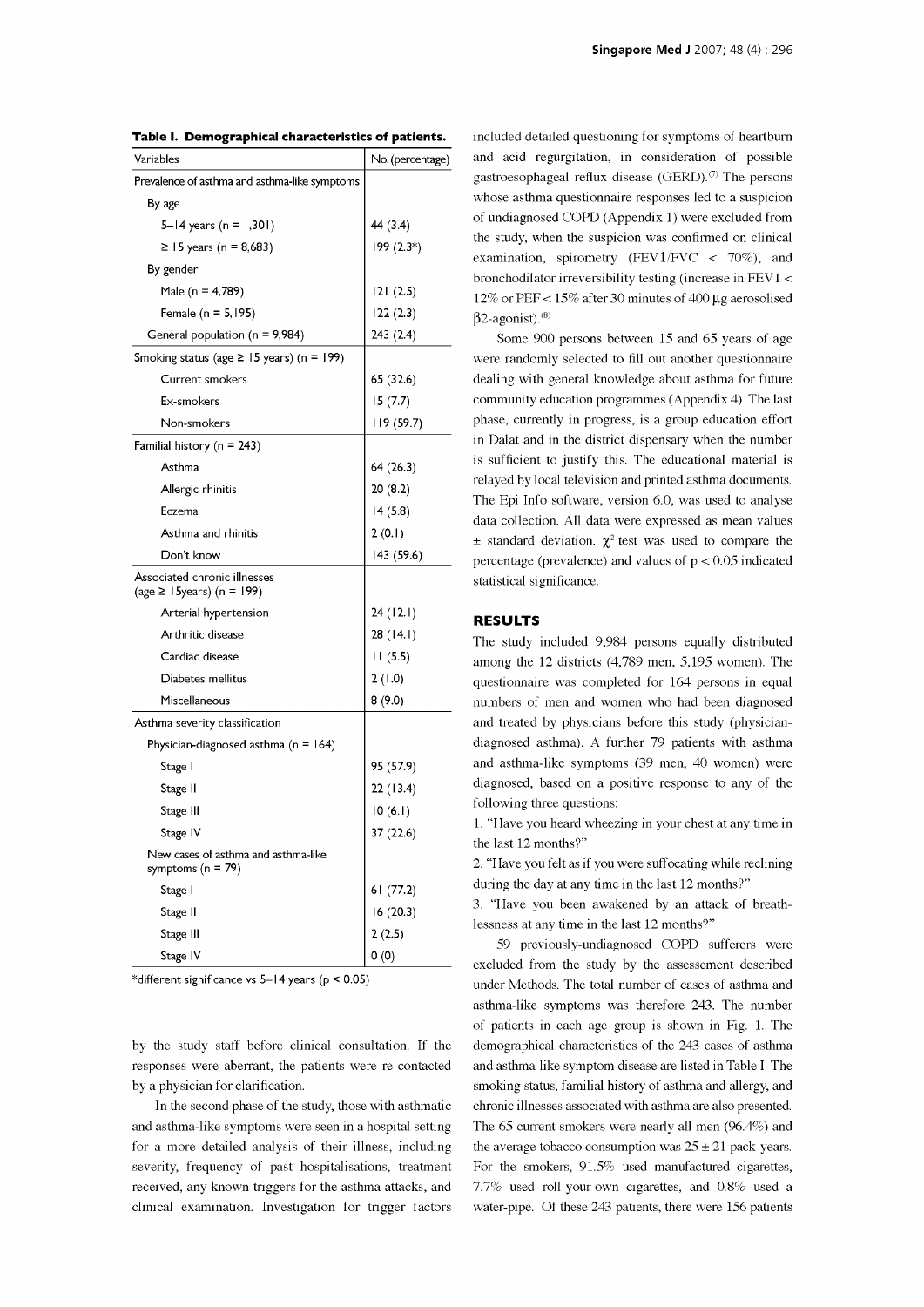**Table I. Demographical characteristics of patients.**

| Variables | No. (percentage) |
|---|---|
| Prevalence of asthma and asthma-like symptoms | |
| By age | |
| 5–14 years (n = 1,301) | 44 (3.4) |
| ≥ 15 years (n = 8,683) | 199 (2.3*) |
| By gender | |
| Male (n = 4,789) | 121 (2.5) |
| Female (n = 5,195) | 122 (2.3) |
| General population (n = 9,984) | 243 (2.4) |
| Smoking status (age ≥ 15 years) (n = 199) | |
| Current smokers | 65 (32.6) |
| Ex-smokers | 15 (7.7) |
| Non-smokers | 119 (59.7) |
| Familial history (n = 243) | |
| Asthma | 64 (26.3) |
| Allergic rhinitis | 20 (8.2) |
| Eczema | 14 (5.8) |
| Asthma and rhinitis | 2 (0.1) |
| Don't know | 143 (59.6) |
| Associated chronic illnesses (age ≥ 15years) (n = 199) | |
| Arterial hypertension | 24 (12.1) |
| Arthritic disease | 28 (14.1) |
| Cardiac disease | 11 (5.5) |
| Diabetes mellitus | 2 (1.0) |
| Miscellaneous | 8 (9.0) |
| Asthma severity classification | |
| Physician-diagnosed asthma (n = 164) | |
| Stage I | 95 (57.9) |
| Stage II | 22 (13.4) |
| Stage III | 10 (6.1) |
| Stage IV | 37 (22.6) |
| New cases of asthma and asthma-like symptoms (n = 79) | |
| Stage I | 61 (77.2) |
| Stage II | 16 (20.3) |
| Stage III | 2 (2.5) |
| Stage IV | 0 (0) |

*different significance vs 5–14 years ($p < 0.05$)

by the study staff before clinical consultation. If the responses were aberrant, the patients were re-contacted by a physician for clarification.

In the second phase of the study, those with asthmatic and asthma-like symptoms were seen in a hospital setting for a more detailed analysis of their illness, including severity, frequency of past hospitalisations, treatment received, any known triggers for the asthma attacks, and clinical examination. Investigation for trigger factors included detailed questioning for symptoms of heartburn and acid regurgitation, in consideration of possible gastroesophageal reflux disease (GERD).[7] The persons whose asthma questionnaire responses led to a suspicion of undiagnosed COPD (Appendix 1) were excluded from the study, when the suspicion was confirmed on clinical examination, spirometry ($FEV_1/FVC < 70\%$), and bronchodilator irreversibility testing (increase in $FEV_1 < 12\%$ or $PEF < 15\%$ after 30 minutes of 400 μg aerosolised β2-agonist).[8]

Some 900 persons between 15 and 65 years of age were randomly selected to fill out another questionnaire dealing with general knowledge about asthma for future community education programmes (Appendix 4). The last phase, currently in progress, is a group education effort in Dalat and in the district dispensary when the number is sufficient to justify this. The educational material is relayed by local television and printed asthma documents. The Epi Info software, version 6.0, was used to analyse data collection. All data were expressed as mean values ± standard deviation. $\chi^2$ test was used to compare the percentage (prevalence) and values of $p < 0.05$ indicated statistical significance.

## RESULTS

The study included 9,984 persons equally distributed among the 12 districts (4,789 men, 5,195 women). The questionnaire was completed for 164 persons in equal numbers of men and women who had been diagnosed and treated by physicians before this study (physician-diagnosed asthma). A further 79 patients with asthma and asthma-like symptoms (39 men, 40 women) were diagnosed, based on a positive response to any of the following three questions:

1. "Have you heard wheezing in your chest at any time in the last 12 months?"
2. "Have you felt as if you were suffocating while reclining during the day at any time in the last 12 months?"
3. "Have you been awakened by an attack of breathlessness at any time in the last 12 months?"

59 previously-undiagnosed COPD sufferers were excluded from the study by the assessement described under Methods. The total number of cases of asthma and asthma-like symptoms was therefore 243. The number of patients in each age group is shown in Fig. 1. The demographical characteristics of the 243 cases of asthma and asthma-like symptom disease are listed in Table I. The smoking status, familial history of asthma and allergy, and chronic illnesses associated with asthma are also presented. The 65 current smokers were nearly all men (96.4%) and the average tobacco consumption was 25 ± 21 pack-years. For the smokers, 91.5% used manufactured cigarettes, 7.7% used roll-your-own cigarettes, and 0.8% used a water-pipe. Of these 243 patients, there were 156 patients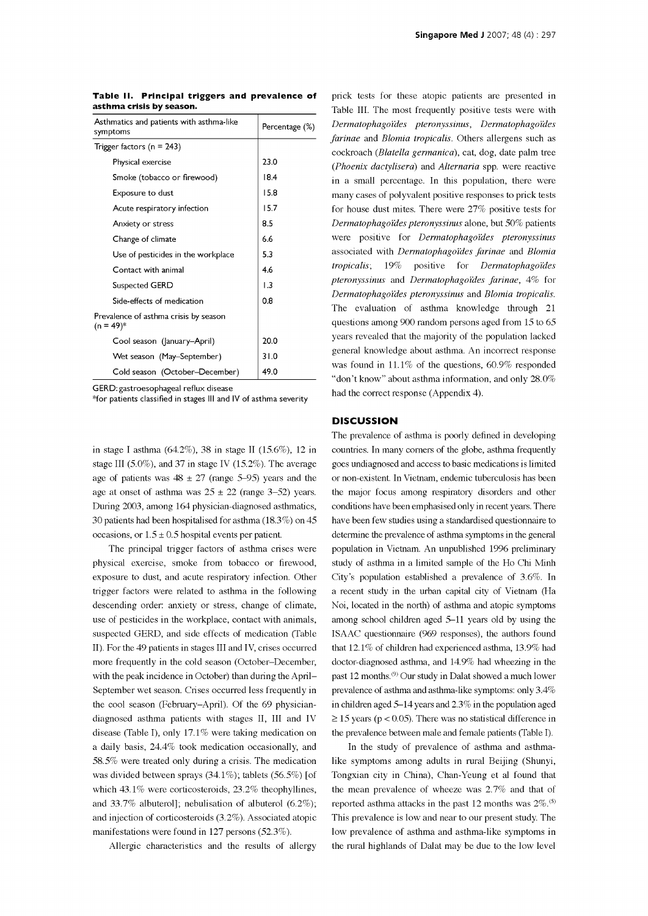**Table II. Principal triggers and prevalence of asthma crisis by season.**

| Asthmatics and patients with asthma-like symptoms | Percentage (%) |
|---|---|
| Trigger factors (n = 243) | |
| Physical exercise | 23.0 |
| Smoke (tobacco or firewood) | 18.4 |
| Exposure to dust | 15.8 |
| Acute respiratory infection | 15.7 |
| Anxiety or stress | 8.5 |
| Change of climate | 6.6 |
| Use of pesticides in the workplace | 5.3 |
| Contact with animal | 4.6 |
| Suspected GERD | 1.3 |
| Side-effects of medication | 0.8 |
| Prevalence of asthma crisis by season (n = 49)* | |
| Cool season (January–April) | 20.0 |
| Wet season (May–September) | 31.0 |
| Cold season (October–December) | 49.0 |

GERD: gastroesophageal reflux disease

*for patients classified in stages III and IV of asthma severity

in stage I asthma (64.2%), 38 in stage II (15.6%), 12 in stage III (5.0%), and 37 in stage IV (15.2%). The average age of patients was 48 ± 27 (range 5–95) years and the age at onset of asthma was 25 ± 22 (range 3–52) years. During 2003, among 164 physician-diagnosed asthmatics, 30 patients had been hospitalised for asthma (18.3%) on 45 occasions, or 1.5 ± 0.5 hospital events per patient.

The principal trigger factors of asthma crises were physical exercise, smoke from tobacco or firewood, exposure to dust, and acute respiratory infection. Other trigger factors were related to asthma in the following descending order: anxiety or stress, change of climate, use of pesticides in the workplace, contact with animals, suspected GERD, and side effects of medication (Table II). For the 49 patients in stages III and IV, crises occurred more frequently in the cold season (October–December, with the peak incidence in October) than during the April–September wet season. Crises occurred less frequently in the cool season (February–April). Of the 69 physician-diagnosed asthma patients with stages II, III and IV disease (Table I), only 17.1% were taking medication on a daily basis, 24.4% took medication occasionally, and 58.5% were treated only during a crisis. The medication was divided between sprays (34.1%); tablets (56.5%) [of which 43.1% were corticosteroids, 23.2% theophyllines, and 33.7% albuterol]; nebulisation of albuterol (6.2%); and injection of corticosteroids (3.2%). Associated atopic manifestations were found in 127 persons (52.3%).

Allergic characteristics and the results of allergy prick tests for these atopic patients are presented in Table III. The most frequently positive tests were with *Dermatophagoïdes pteronyssinus*, *Dermatophagoïdes farinae* and *Blomia tropicalis*. Others allergens such as cockroach (*Blatella germanica*), cat, dog, date palm tree (*Phoenix dactylisera*) and *Alternaria* spp. were reactive in a small percentage. In this population, there were many cases of polyvalent positive responses to prick tests for house dust mites. There were 27% positive tests for *Dermatophagoïdes pteronyssinus* alone, but 50% patients were positive for *Dermatophagoïdes pteronyssinus* associated with *Dermatophagoïdes farinae* and *Blomia tropicalis*; 19% positive for *Dermatophagoïdes pteronyssinus* and *Dermatophagoïdes farinae*, 4% for *Dermatophagoïdes pteronyssinus* and *Blomia tropicalis*. The evaluation of asthma knowledge through 21 questions among 900 random persons aged from 15 to 65 years revealed that the majority of the population lacked general knowledge about asthma. An incorrect response was found in 11.1% of the questions, 60.9% responded "don't know" about asthma information, and only 28.0% had the correct response (Appendix 4).

## DISCUSSION

The prevalence of asthma is poorly defined in developing countries. In many corners of the globe, asthma frequently goes undiagnosed and access to basic medications is limited or non-existent. In Vietnam, endemic tuberculosis has been the major focus among respiratory disorders and other conditions have been emphasised only in recent years. There have been few studies using a standardised questionnaire to determine the prevalence of asthma symptoms in the general population in Vietnam. An unpublished 1996 preliminary study of asthma in a limited sample of the Ho Chi Minh City's population established a prevalence of 3.6%. In a recent study in the urban capital city of Vietnam (Ha Noi, located in the north) of asthma and atopic symptoms among school children aged 5–11 years old by using the ISAAC questionnaire (969 responses), the authors found that 12.1% of children had experienced asthma, 13.9% had doctor-diagnosed asthma, and 14.9% had wheezing in the past 12 months.[9] Our study in Dalat showed a much lower prevalence of asthma and asthma-like symptoms: only 3.4% in children aged 5–14 years and 2.3% in the population aged ≥ 15 years ($p < 0.05$). There was no statistical difference in the prevalence between male and female patients (Table I).

In the study of prevalence of asthma and asthma-like symptoms among adults in rural Beijing (Shunyi, Tongxian city in China), Chan-Yeung et al found that the mean prevalence of wheeze was 2.7% and that of reported asthma attacks in the past 12 months was 2%.[5] This prevalence is low and near to our present study. The low prevalence of asthma and asthma-like symptoms in the rural highlands of Dalat may be due to the low level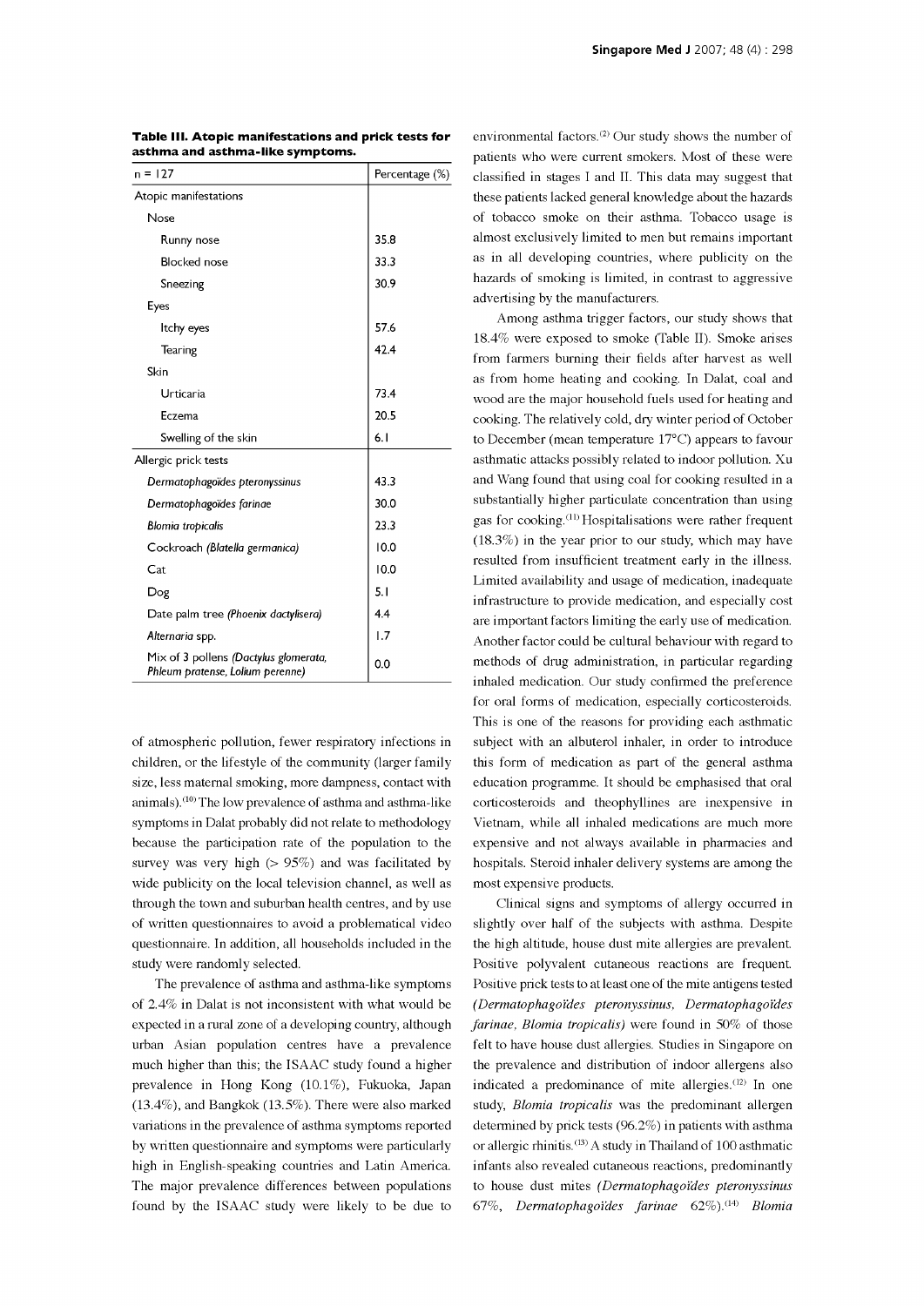**Table III. Atopic manifestations and prick tests for asthma and asthma-like symptoms.**

| n = 127 | Percentage (%) |
|---|---|
| Atopic manifestations | |
| Nose | |
| Runny nose | 35.8 |
| Blocked nose | 33.3 |
| Sneezing | 30.9 |
| Eyes | |
| Itchy eyes | 57.6 |
| Tearing | 42.4 |
| Skin | |
| Urticaria | 73.4 |
| Eczema | 20.5 |
| Swelling of the skin | 6.1 |
| Allergic prick tests | |
| *Dermatophagoides pteronyssinus* | 43.3 |
| *Dermatophagoïdes farinae* | 30.0 |
| *Blomia tropicalis* | 23.3 |
| Cockroach *(Blatella germanica)* | 10.0 |
| Cat | 10.0 |
| Dog | 5.1 |
| Date palm tree *(Phoenix dactylisera)* | 4.4 |
| *Alternaria* spp. | 1.7 |
| Mix of 3 pollens *(Dactylus glomerata, Phleum pratense, Lolium perenne)* | 0.0 |

of atmospheric pollution, fewer respiratory infections in children, or the lifestyle of the community (larger family size, less maternal smoking, more dampness, contact with animals).[10] The low prevalence of asthma and asthma-like symptoms in Dalat probably did not relate to methodology because the participation rate of the population to the survey was very high (> 95%) and was facilitated by wide publicity on the local television channel, as well as through the town and suburban health centres, and by use of written questionnaires to avoid a problematical video questionnaire. In addition, all households included in the study were randomly selected.

The prevalence of asthma and asthma-like symptoms of 2.4% in Dalat is not inconsistent with what would be expected in a rural zone of a developing country, although urban Asian population centres have a prevalence much higher than this; the ISAAC study found a higher prevalence in Hong Kong (10.1%), Fukuoka, Japan (13.4%), and Bangkok (13.5%). There were also marked variations in the prevalence of asthma symptoms reported by written questionnaire and symptoms were particularly high in English-speaking countries and Latin America. The major prevalence differences between populations found by the ISAAC study were likely to be due to environmental factors.[2] Our study shows the number of patients who were current smokers. Most of these were classified in stages I and II. This data may suggest that these patients lacked general knowledge about the hazards of tobacco smoke on their asthma. Tobacco usage is almost exclusively limited to men but remains important as in all developing countries, where publicity on the hazards of smoking is limited, in contrast to aggressive advertising by the manufacturers.

Among asthma trigger factors, our study shows that 18.4% were exposed to smoke (Table II). Smoke arises from farmers burning their fields after harvest as well as from home heating and cooking. In Dalat, coal and wood are the major household fuels used for heating and cooking. The relatively cold, dry winter period of October to December (mean temperature 17°C) appears to favour asthmatic attacks possibly related to indoor pollution. Xu and Wang found that using coal for cooking resulted in a substantially higher particulate concentration than using gas for cooking.[11] Hospitalisations were rather frequent (18.3%) in the year prior to our study, which may have resulted from insufficient treatment early in the illness. Limited availability and usage of medication, inadequate infrastructure to provide medication, and especially cost are important factors limiting the early use of medication. Another factor could be cultural behaviour with regard to methods of drug administration, in particular regarding inhaled medication. Our study confirmed the preference for oral forms of medication, especially corticosteroids. This is one of the reasons for providing each asthmatic subject with an albuterol inhaler, in order to introduce this form of medication as part of the general asthma education programme. It should be emphasised that oral corticosteroids and theophyllines are inexpensive in Vietnam, while all inhaled medications are much more expensive and not always available in pharmacies and hospitals. Steroid inhaler delivery systems are among the most expensive products.

Clinical signs and symptoms of allergy occurred in slightly over half of the subjects with asthma. Despite the high altitude, house dust mite allergies are prevalent. Positive polyvalent cutaneous reactions are frequent. Positive prick tests to at least one of the mite antigens tested *(Dermatophagoïdes pteronyssinus, Dermatophagoïdes farinae, Blomia tropicalis)* were found in 50% of those felt to have house dust allergies. Studies in Singapore on the prevalence and distribution of indoor allergens also indicated a predominance of mite allergies.[12] In one study, *Blomia tropicalis* was the predominant allergen determined by prick tests (96.2%) in patients with asthma or allergic rhinitis.[13] A study in Thailand of 100 asthmatic infants also revealed cutaneous reactions, predominantly to house dust mites *(Dermatophagoïdes pteronyssinus* 67%, *Dermatophagoïdes farinae* 62%).[14] *Blomia*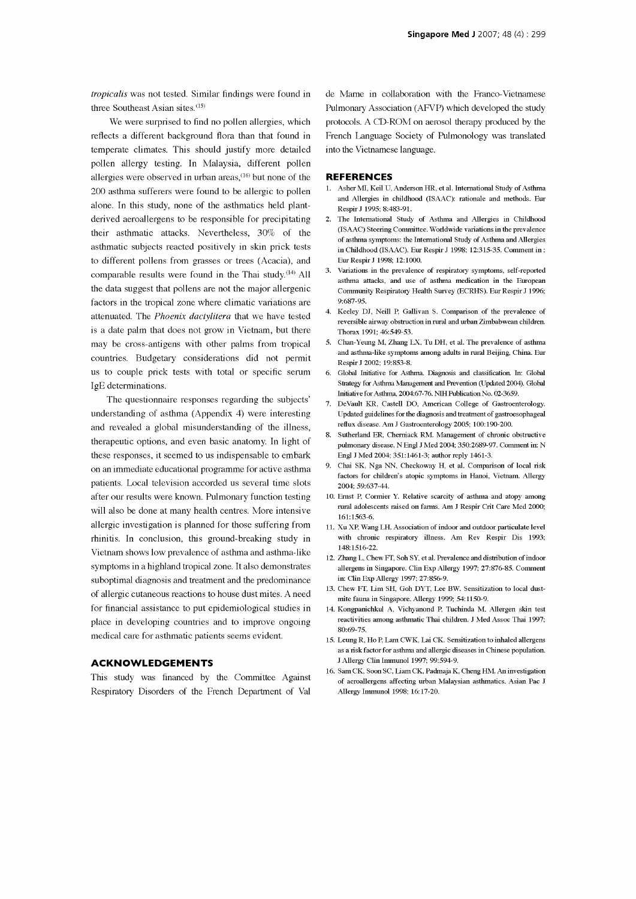*tropicalis* was not tested. Similar findings were found in three Southeast Asian sites.[15]

We were surprised to find no pollen allergies, which reflects a different background flora than that found in temperate climates. This should justify more detailed pollen allergy testing. In Malaysia, different pollen allergies were observed in urban areas,[16] but none of the 200 asthma sufferers were found to be allergic to pollen alone. In this study, none of the asthmatics held plant-derived aeroallergens to be responsible for precipitating their asthmatic attacks. Nevertheless, 30% of the asthmatic subjects reacted positively in skin prick tests to different pollens from grasses or trees (Acacia), and comparable results were found in the Thai study.[14] All the data suggest that pollens are not the major allergenic factors in the tropical zone where climatic variations are attenuated. The *Phoenix dactylitera* that we have tested is a date palm that does not grow in Vietnam, but there may be cross-antigens with other palms from tropical countries. Budgetary considerations did not permit us to couple prick tests with total or specific serum IgE determinations.

The questionnaire responses regarding the subjects' understanding of asthma (Appendix 4) were interesting and revealed a global misunderstanding of the illness, therapeutic options, and even basic anatomy. In light of these responses, it seemed to us indispensable to embark on an immediate educational programme for active asthma patients. Local television accorded us several time slots after our results were known. Pulmonary function testing will also be done at many health centres. More intensive allergic investigation is planned for those suffering from rhinitis. In conclusion, this ground-breaking study in Vietnam shows low prevalence of asthma and asthma-like symptoms in a highland tropical zone. It also demonstrates suboptimal diagnosis and treatment and the predominance of allergic cutaneous reactions to house dust mites. A need for financial assistance to put epidemiological studies in place in developing countries and to improve ongoing medical care for asthmatic patients seems evident.

## ACKNOWLEDGEMENTS

This study was financed by the Committee Against Respiratory Disorders of the French Department of Val de Marne in collaboration with the Franco-Vietnamese Pulmonary Association (AFVP) which developed the study protocols. A CD-ROM on aerosol therapy produced by the French Language Society of Pulmonology was translated into the Vietnamese language.

## REFERENCES

1. Asher MI, Keil U, Anderson HR, et al. International Study of Asthma and Allergies in childhood (ISAAC): rationale and methods. Eur Respir J 1995; 8:483-91.
2. The International Study of Asthma and Allergies in Childhood (ISAAC) Steering Committee. Worldwide variations in the prevalence of asthma symptoms: the International Study of Asthma and Allergies in Childhood (ISAAC). Eur Respir J 1998; 12:315-35. Comment in : Eur Respir J 1998; 12:1000.
3. Variations in the prevalence of respiratory symptoms, self-reported asthma attacks, and use of asthma medication in the European Community Respiratory Health Survey (ECRHS). Eur Respir J 1996; 9:687-95.
4. Keeley DJ, Neill P, Gallivan S. Comparison of the prevalence of reversible airway obstruction in rural and urban Zimbabwean children. Thorax 1991; 46:549-53.
5. Chan-Yeung M, Zhang LX, Tu DH, et al. The prevalence of asthma and asthma-like symptoms among adults in rural Beijing, China. Eur Respir J 2002; 19:853-8.
6. Global Initiative for Asthma. Diagnosis and classification. In: Global Strategy for Asthma Management and Prevention (Updated 2004). Global Initiative for Asthma, 2004:67-76. NIH Publication No. 02-3659.
7. DeVault KR, Castell DO, American College of Gastroenterology. Updated guidelines for the diagnosis and treatment of gastroesophageal reflux disease. Am J Gastroenterology 2005; 100:190-200.
8. Sutherland ER, Cherniack RM. Management of chronic obstructive pulmonary disease. N Engl J Med 2004; 350:2689-97. Comment in: N Engl J Med 2004; 351:1461-3; author reply 1461-3.
9. Chai SK, Nga NN, Checkoway H, et al. Comparison of local risk factors for children's atopic symptoms in Hanoi, Vietnam. Allergy 2004; 59:637-44.
10. Ernst P, Cormier Y. Relative scarcity of asthma and atopy among rural adolescents raised on farms. Am J Respir Crit Care Med 2000; 161:1563-6.
11. Xu XP, Wang LH. Association of indoor and outdoor particulate level with chronic respiratory illness. Am Rev Respir Dis 1993; 148:1516-22.
12. Zhang L, Chew FT, Soh SY, et al. Prevalence and distribution of indoor allergens in Singapore. Clin Exp Allergy 1997; 27:876-85. Comment in: Clin Exp Allergy 1997; 27:856-9.
13. Chew FT, Lim SH, Goh DYT, Lee BW. Sensitization to local dust-mite fauna in Singapore. Allergy 1999; 54:1150-9.
14. Kongpanichkul A, Vichyanond P, Tuchinda M. Allergen skin test reactivities among asthmatic Thai children. J Med Assoc Thai 1997; 80:69-75.
15. Leung R, Ho P, Lam CWK, Lai CK. Sensitization to inhaled allergens as a risk factor for asthma and allergic diseases in Chinese population. J Allergy Clin Immunol 1997; 99:594-9.
16. Sam CK, Soon SC, Liam CK, Padmaja K, Cheng HM. An investigation of aeroallergens affecting urban Malaysian asthmatics. Asian Pac J Allergy Immunol 1998; 16:17-20.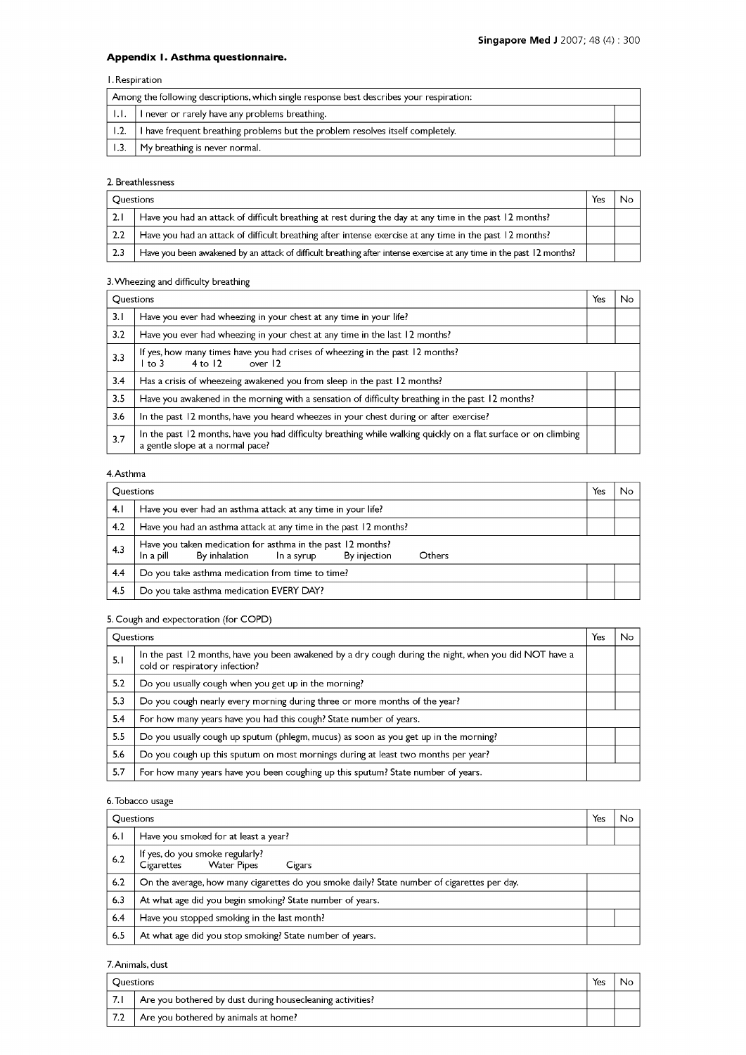**Appendix 1. Asthma questionnaire.**

1. Respiration

| Among the following descriptions, which single response best describes your respiration: | | |
|---|---|---|
| 1.1. | I never or rarely have any problems breathing. | |
| 1.2. | I have frequent breathing problems but the problem resolves itself completely. | |
| 1.3. | My breathing is never normal. | |

2. Breathlessness

| Questions | | Yes | No |
|---|---|---|---|
| 2.1 | Have you had an attack of difficult breathing at rest during the day at any time in the past 12 months? | | |
| 2.2 | Have you had an attack of difficult breathing after intense exercise at any time in the past 12 months? | | |
| 2.3 | Have you been awakened by an attack of difficult breathing after intense exercise at any time in the past 12 months? | | |

3. Wheezing and difficulty breathing

| Questions | | Yes | No |
|---|---|---|---|
| 3.1 | Have you ever had wheezing in your chest at any time in your life? | | |
| 3.2 | Have you ever had wheezing in your chest at any time in the last 12 months? | | |
| 3.3 | If yes, how many times have you had crises of wheezing in the past 12 months?<br>1 to 3 4 to 12 over 12 | | |
| 3.4 | Has a crisis of wheezeing awakened you from sleep in the past 12 months? | | |
| 3.5 | Have you awakened in the morning with a sensation of difficulty breathing in the past 12 months? | | |
| 3.6 | In the past 12 months, have you heard wheezes in your chest during or after exercise? | | |
| 3.7 | In the past 12 months, have you had difficulty breathing while walking quickly on a flat surface or on climbing a gentle slope at a normal pace? | | |

4. Asthma

| Questions | | Yes | No |
|---|---|---|---|
| 4.1 | Have you ever had an asthma attack at any time in your life? | | |
| 4.2 | Have you had an asthma attack at any time in the past 12 months? | | |
| 4.3 | Have you taken medication for asthma in the past 12 months?<br>In a pill By inhalation In a syrup By injection Others | | |
| 4.4 | Do you take asthma medication from time to time? | | |
| 4.5 | Do you take asthma medication EVERY DAY? | | |

5. Cough and expectoration (for COPD)

| Questions | | Yes | No |
|---|---|---|---|
| 5.1 | In the past 12 months, have you been awakened by a dry cough during the night, when you did NOT have a cold or respiratory infection? | | |
| 5.2 | Do you usually cough when you get up in the morning? | | |
| 5.3 | Do you cough nearly every morning during three or more months of the year? | | |
| 5.4 | For how many years have you had this cough? State number of years. | | |
| 5.5 | Do you usually cough up sputum (phlegm, mucus) as soon as you get up in the morning? | | |
| 5.6 | Do you cough up this sputum on most mornings during at least two months per year? | | |
| 5.7 | For how many years have you been coughing up this sputum? State number of years. | | |

6. Tobacco usage

| Questions | | Yes | No |
|---|---|---|---|
| 6.1 | Have you smoked for at least a year? | | |
| 6.2 | If yes, do you smoke regularly?<br>Cigarettes Water Pipes Cigars | | |
| 6.2 | On the average, how many cigarettes do you smoke daily? State number of cigarettes per day. | | |
| 6.3 | At what age did you begin smoking? State number of years. | | |
| 6.4 | Have you stopped smoking in the last month? | | |
| 6.5 | At what age did you stop smoking? State number of years. | | |

7. Animals, dust

| Questions | | Yes | No |
|---|---|---|---|
| 7.1 | Are you bothered by dust during housecleaning activities? | | |
| 7.2 | Are you bothered by animals at home? | | |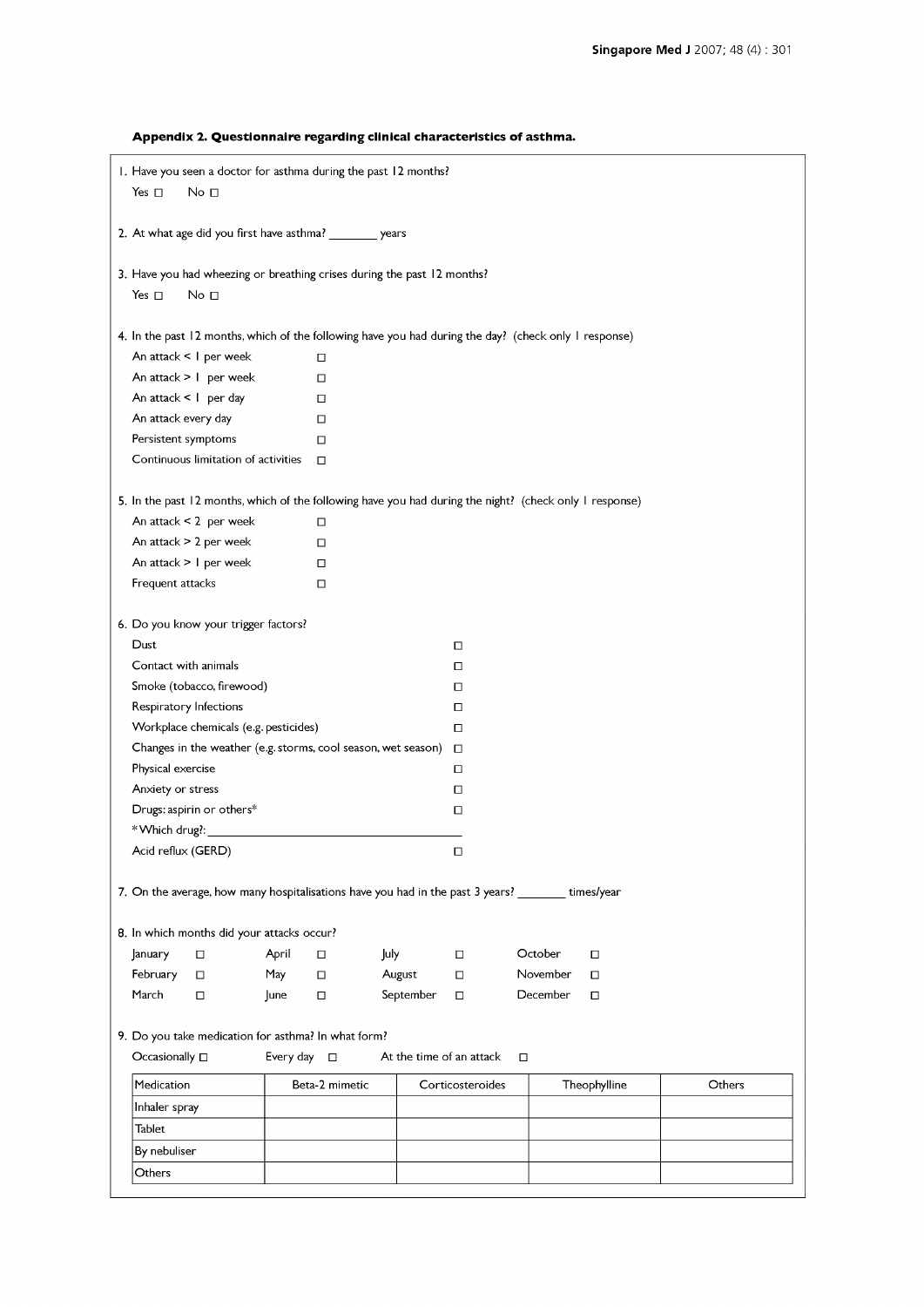**Appendix 2. Questionnaire regarding clinical characteristics of asthma.**

1. Have you seen a doctor for asthma during the past 12 months?

   Yes ☐ No ☐

2. At what age did you first have asthma? _______ years

3. Have you had wheezing or breathing crises during the past 12 months?

   Yes ☐ No ☐

4. In the past 12 months, which of the following have you had during the day? (check only 1 response)

   An attack < 1 per week ☐

   An attack > 1 per week ☐

   An attack < 1 per day ☐

   An attack every day ☐

   Persistent symptoms ☐

   Continuous limitation of activities ☐

5. In the past 12 months, which of the following have you had during the night? (check only 1 response)

   An attack < 2 per week ☐

   An attack > 2 per week ☐

   An attack > 1 per week ☐

   Frequent attacks ☐

6. Do you know your trigger factors?

   Dust ☐

   Contact with animals ☐

   Smoke (tobacco, firewood) ☐

   Respiratory Infections ☐

   Workplace chemicals (e.g. pesticides) ☐

   Changes in the weather (e.g. storms, cool season, wet season) ☐

   Physical exercise ☐

   Anxiety or stress ☐

   Drugs: aspirin or others* ☐

   *Which drug?: ____________________

   Acid reflux (GERD) ☐

7. On the average, how many hospitalisations have you had in the past 3 years? _______ times/year

8. In which months did your attacks occur?

   January ☐ April ☐ July ☐ October ☐

   February ☐ May ☐ August ☐ November ☐

   March ☐ June ☐ September ☐ December ☐

9. Do you take medication for asthma? In what form?

   Occasionally ☐ Every day ☐ At the time of an attack ☐

| Medication | Beta-2 mimetic | Corticosteroides | Theophylline | Others |
|---|---|---|---|---|
| Inhaler spray | | | | |
| Tablet | | | | |
| By nebuliser | | | | |
| Others | | | | |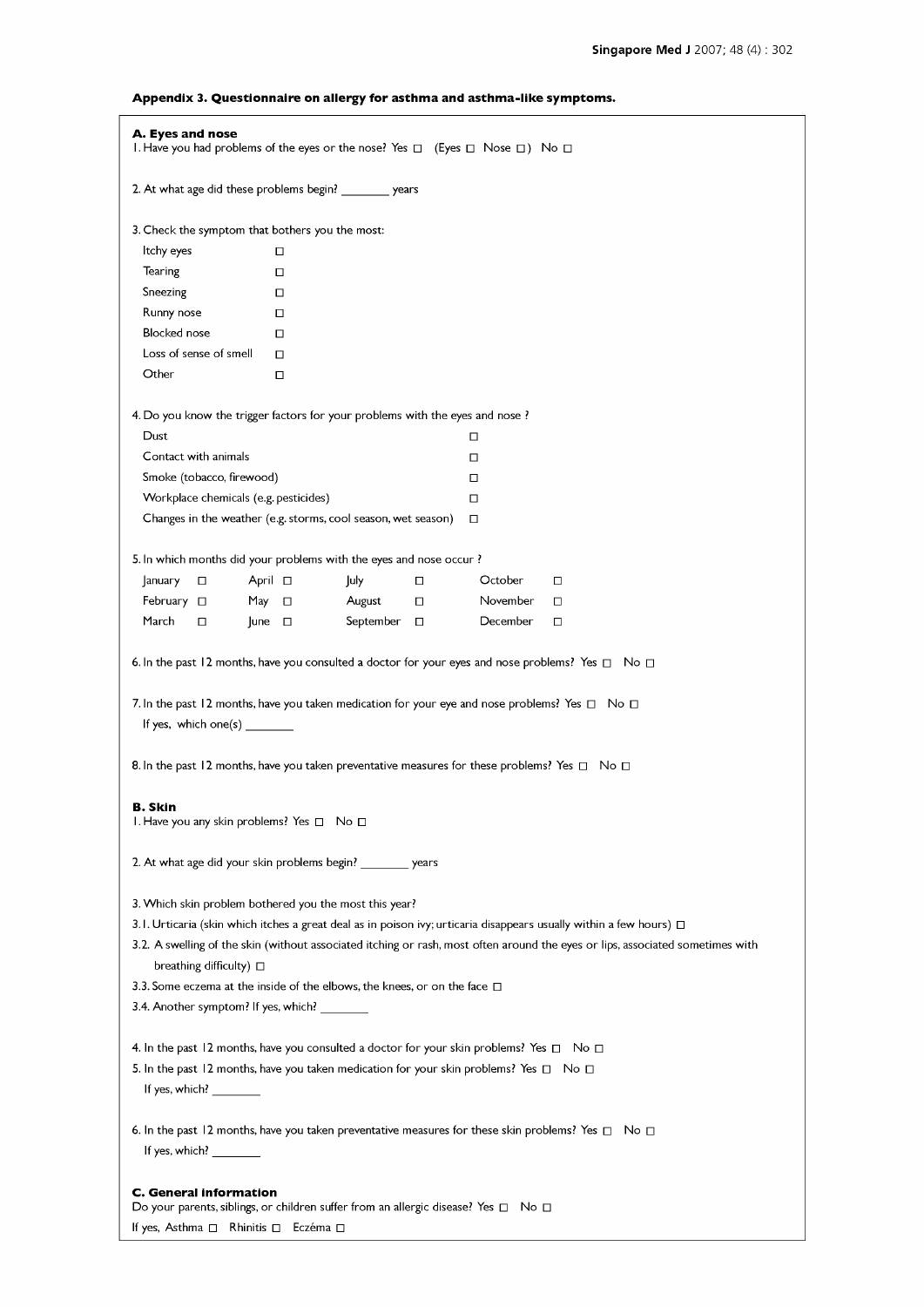**Appendix 3. Questionnaire on allergy for asthma and asthma-like symptoms.**

**A. Eyes and nose**

1. Have you had problems of the eyes or the nose? Yes ☐ (Eyes ☐ Nose ☐) No ☐

2. At what age did these problems begin? _______ years

3. Check the symptom that bothers you the most:

| | |
|---|---|
| Itchy eyes | ☐ |
| Tearing | ☐ |
| Sneezing | ☐ |
| Runny nose | ☐ |
| Blocked nose | ☐ |
| Loss of sense of smell | ☐ |
| Other | ☐ |

4. Do you know the trigger factors for your problems with the eyes and nose ?

| | |
|---|---|
| Dust | ☐ |
| Contact with animals | ☐ |
| Smoke (tobacco, firewood) | ☐ |
| Workplace chemicals (e.g. pesticides) | ☐ |
| Changes in the weather (e.g. storms, cool season, wet season) | ☐ |

5. In which months did your problems with the eyes and nose occur ?

| | | | | | | | |
|---|---|---|---|---|---|---|---|
| January | ☐ | April | ☐ | July | ☐ | October | ☐ |
| February | ☐ | May | ☐ | August | ☐ | November | ☐ |
| March | ☐ | June | ☐ | September | ☐ | December | ☐ |

6. In the past 12 months, have you consulted a doctor for your eyes and nose problems? Yes ☐ No ☐

7. In the past 12 months, have you taken medication for your eye and nose problems? Yes ☐ No ☐
   If yes, which one(s) _______

8. In the past 12 months, have you taken preventative measures for these problems? Yes ☐ No ☐

**B. Skin**

1. Have you any skin problems? Yes ☐ No ☐

2. At what age did your skin problems begin? _______ years

3. Which skin problem bothered you the most this year?

3.1. Urticaria (skin which itches a great deal as in poison ivy; urticaria disappears usually within a few hours) ☐

3.2. A swelling of the skin (without associated itching or rash, most often around the eyes or lips, associated sometimes with breathing difficulty) ☐

3.3. Some eczema at the inside of the elbows, the knees, or on the face ☐

3.4. Another symptom? If yes, which? _______

4. In the past 12 months, have you consulted a doctor for your skin problems? Yes ☐ No ☐

5. In the past 12 months, have you taken medication for your skin problems? Yes ☐ No ☐
   If yes, which? _______

6. In the past 12 months, have you taken preventative measures for these skin problems? Yes ☐ No ☐
   If yes, which? _______

**C. General information**

Do your parents, siblings, or children suffer from an allergic disease? Yes ☐ No ☐

If yes, Asthma ☐ Rhinitis ☐ Eczéma ☐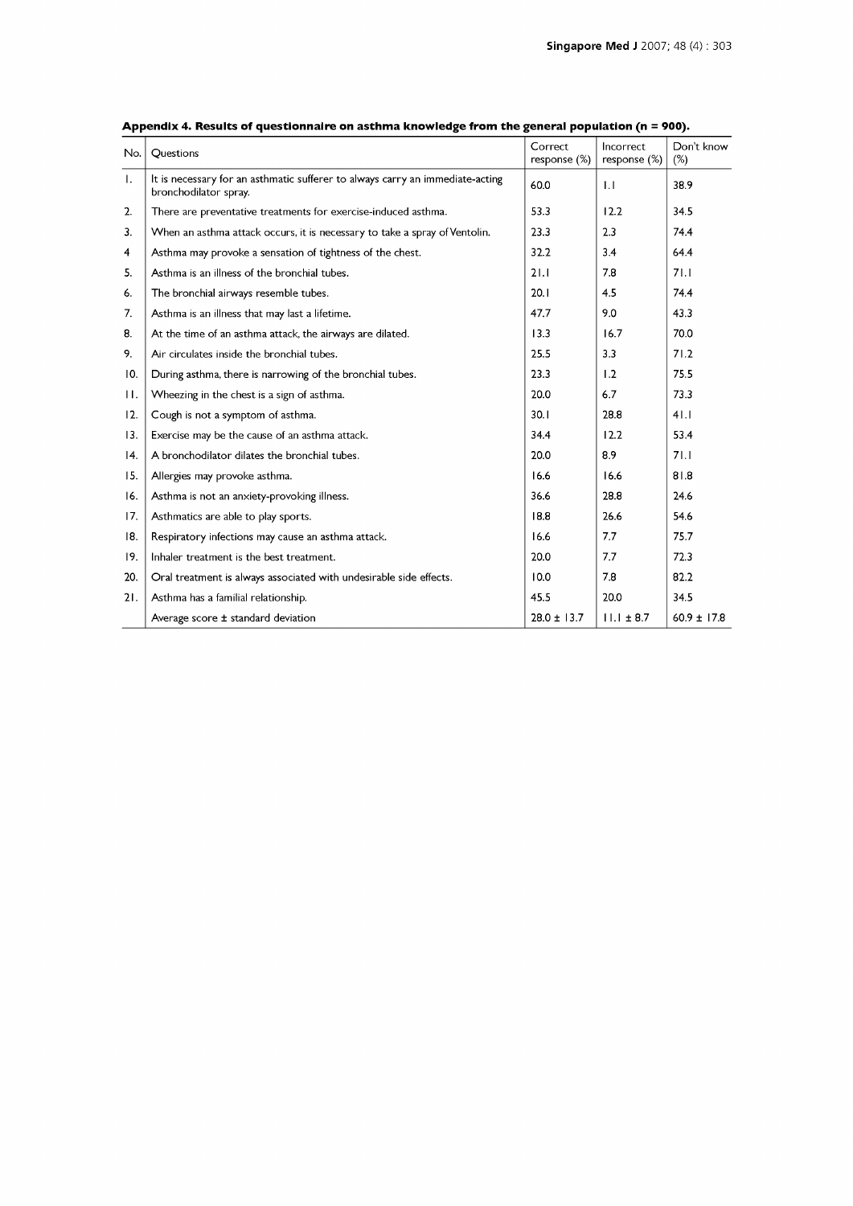**Appendix 4. Results of questionnaire on asthma knowledge from the general population (n = 900).**

| No. | Questions | Correct response (%) | Incorrect response (%) | Don't know (%) |
|---|---|---|---|---|
| 1. | It is necessary for an asthmatic sufferer to always carry an immediate-acting bronchodilator spray. | 60.0 | 1.1 | 38.9 |
| 2. | There are preventative treatments for exercise-induced asthma. | 53.3 | 12.2 | 34.5 |
| 3. | When an asthma attack occurs, it is necessary to take a spray of Ventolin. | 23.3 | 2.3 | 74.4 |
| 4 | Asthma may provoke a sensation of tightness of the chest. | 32.2 | 3.4 | 64.4 |
| 5. | Asthma is an illness of the bronchial tubes. | 21.1 | 7.8 | 71.1 |
| 6. | The bronchial airways resemble tubes. | 20.1 | 4.5 | 74.4 |
| 7. | Asthma is an illness that may last a lifetime. | 47.7 | 9.0 | 43.3 |
| 8. | At the time of an asthma attack, the airways are dilated. | 13.3 | 16.7 | 70.0 |
| 9. | Air circulates inside the bronchial tubes. | 25.5 | 3.3 | 71.2 |
| 10. | During asthma, there is narrowing of the bronchial tubes. | 23.3 | 1.2 | 75.5 |
| 11. | Wheezing in the chest is a sign of asthma. | 20.0 | 6.7 | 73.3 |
| 12. | Cough is not a symptom of asthma. | 30.1 | 28.8 | 41.1 |
| 13. | Exercise may be the cause of an asthma attack. | 34.4 | 12.2 | 53.4 |
| 14. | A bronchodilator dilates the bronchial tubes. | 20.0 | 8.9 | 71.1 |
| 15. | Allergies may provoke asthma. | 16.6 | 16.6 | 81.8 |
| 16. | Asthma is not an anxiety-provoking illness. | 36.6 | 28.8 | 24.6 |
| 17. | Asthmatics are able to play sports. | 18.8 | 26.6 | 54.6 |
| 18. | Respiratory infections may cause an asthma attack. | 16.6 | 7.7 | 75.7 |
| 19. | Inhaler treatment is the best treatment. | 20.0 | 7.7 | 72.3 |
| 20. | Oral treatment is always associated with undesirable side effects. | 10.0 | 7.8 | 82.2 |
| 21. | Asthma has a familial relationship. | 45.5 | 20.0 | 34.5 |
| | Average score ± standard deviation | 28.0 ± 13.7 | 11.1 ± 8.7 | 60.9 ± 17.8 |